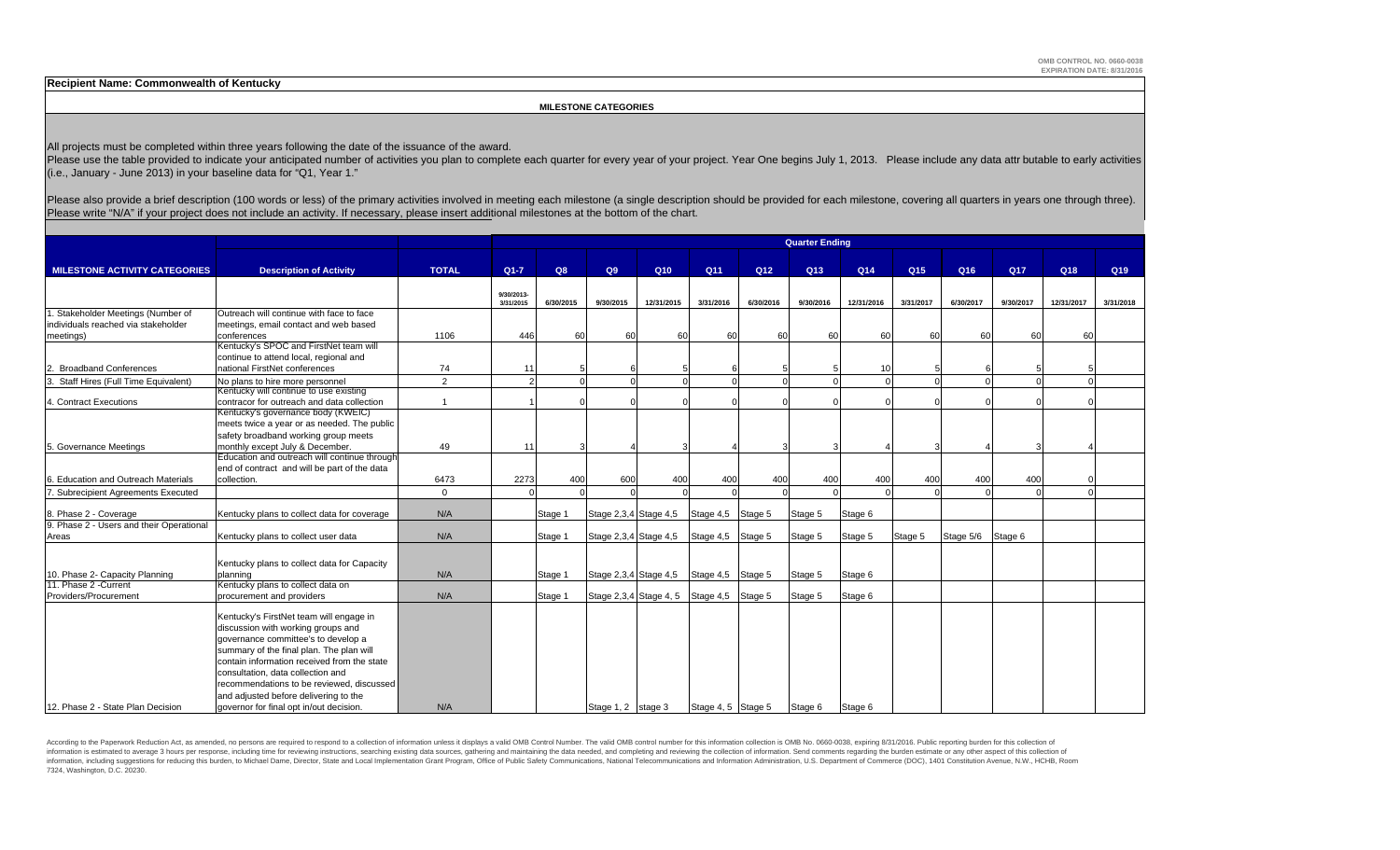OMB CONTROL NO. 0660-0038
EXPIRATION DATE: 8/31/2016

**Recipient Name: Commonwealth of Kentucky**

## MILESTONE CATEGORIES

All projects must be completed within three years following the date of the issuance of the award.
Please use the table provided to indicate your anticipated number of activities you plan to complete each quarter for every year of your project. Year One begins July 1, 2013. Please include any data attr butable to early activities (i.e., January - June 2013) in your baseline data for "Q1, Year 1."

Please also provide a brief description (100 words or less) of the primary activities involved in meeting each milestone (a single description should be provided for each milestone, covering all quarters in years one through three). Please write "N/A" if your project does not include an activity. If necessary, please insert additional milestones at the bottom of the chart.

| MILESTONE ACTIVITY CATEGORIES | Description of Activity | TOTAL | Quarter Ending | | | | | | | | | | | | |
|---|---|---|---|---|---|---|---|---|---|---|---|---|---|---|---|
| | | | Q1-7 | Q8 | Q9 | Q10 | Q11 | Q12 | Q13 | Q14 | Q15 | Q16 | Q17 | Q18 | Q19 |
| | | | 9/30/2013-3/31/2015 | 6/30/2015 | 9/30/2015 | 12/31/2015 | 3/31/2016 | 6/30/2016 | 9/30/2016 | 12/31/2016 | 3/31/2017 | 6/30/2017 | 9/30/2017 | 12/31/2017 | 3/31/2018 |
| 1. Stakeholder Meetings (Number of individuals reached via stakeholder meetings) | Outreach will continue with face to face meetings, email contact and web based conferences | 1106 | 446 | 60 | 60 | 60 | 60 | 60 | 60 | 60 | 60 | 60 | 60 | 60 | |
| 2. Broadband Conferences | Kentucky's SPOC and FirstNet team will continue to attend local, regional and national FirstNet conferences | 74 | 11 | 5 | 6 | 5 | 6 | 5 | 5 | 10 | 5 | 6 | 5 | 5 | |
| 3. Staff Hires (Full Time Equivalent) | No plans to hire more personnel | 2 | 2 | 0 | 0 | 0 | 0 | 0 | 0 | 0 | 0 | 0 | 0 | 0 | |
| 4. Contract Executions | Kentucky will continue to use existing contracor for outreach and data collection | 1 | 1 | 0 | 0 | 0 | 0 | 0 | 0 | 0 | 0 | 0 | 0 | 0 | |
| 5. Governance Meetings | Kentucky's governance body (KWEIC) meets twice a year or as needed. The public safety broadband working group meets monthly except July & December. | 49 | 11 | 3 | 4 | 3 | 4 | 3 | 3 | 4 | 3 | 4 | 3 | 4 | |
| 6. Education and Outreach Materials | Education and outreach will continue through end of contract and will be part of the data collection. | 6473 | 2273 | 400 | 600 | 400 | 400 | 400 | 400 | 400 | 400 | 400 | 400 | 0 | |
| 7. Subrecipient Agreements Executed | | 0 | 0 | 0 | 0 | 0 | 0 | 0 | 0 | 0 | 0 | 0 | 0 | 0 | |
| 8. Phase 2 - Coverage | Kentucky plans to collect data for coverage | N/A | | Stage 1 | Stage 2,3,4 | Stage 4,5 | Stage 4,5 | Stage 5 | Stage 5 | Stage 6 | | | | | |
| 9. Phase 2 - Users and their Operational Areas | Kentucky plans to collect user data | N/A | | Stage 1 | Stage 2,3,4 | Stage 4,5 | Stage 4,5 | Stage 5 | Stage 5 | Stage 5 | Stage 5 | Stage 5/6 | Stage 6 | | |
| 10. Phase 2- Capacity Planning | Kentucky plans to collect data for Capacity planning | N/A | | Stage 1 | Stage 2,3,4 | Stage 4,5 | Stage 4,5 | Stage 5 | Stage 5 | Stage 6 | | | | | |
| 11. Phase 2 -Current Providers/Procurement | Kentucky plans to collect data on procurement and providers | N/A | | Stage 1 | Stage 2,3,4 | Stage 4, 5 | Stage 4,5 | Stage 5 | Stage 5 | Stage 6 | | | | | |
| 12. Phase 2 - State Plan Decision | Kentucky's FirstNet team will engage in discussion with working groups and governance committee's to develop a summary of the final plan. The plan will contain information received from the state consultation, data collection and recommendations to be reviewed, discussed and adjusted before delivering to the governor for final opt in/out decision. | N/A | | | Stage 1, 2 | stage 3 | Stage 4, 5 | Stage 5 | Stage 6 | Stage 6 | | | | | |

According to the Paperwork Reduction Act, as amended, no persons are required to respond to a collection of information unless it displays a valid OMB Control Number. The valid OMB control number for this information collection is OMB No. 0660-0038, expiring 8/31/2016. Public reporting burden for this collection of information is estimated to average 3 hours per response, including time for reviewing instructions, searching existing data sources, gathering and maintaining the data needed, and completing and reviewing the collection of information. Send comments regarding the burden estimate or any other aspect of this collection of information, including suggestions for reducing this burden, to Michael Dame, Director, State and Local Implementation Grant Program, Office of Public Safety Communications, National Telecommunications and Information Administration, U.S. Department of Commerce (DOC), 1401 Constitution Avenue, N.W., HCHB, Room 7324, Washington, D.C. 20230.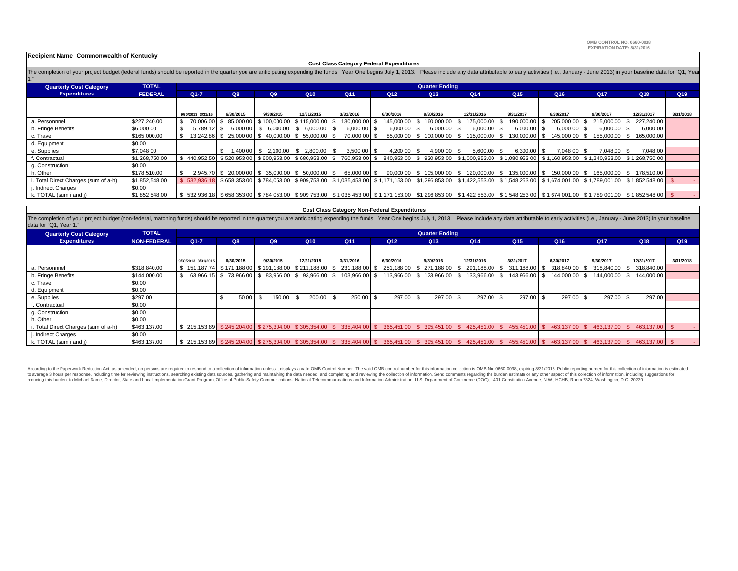OMB CONTROL NO. 0660-0038
EXPIRATION DATE: 8/31/2016

**Recipient Name Commonwealth of Kentucky**

**Cost Class Category Federal Expenditures**

The completion of your project budget (federal funds) should be reported in the quarter you are anticipating expending the funds. Year One begins July 1, 2013. Please include any data attributable to early activities (i.e., January - June 2013) in your baseline data for "Q1, Year 1."

| Quarterly Cost Category Expenditures | TOTAL FEDERAL | Quarter Ending | | | | | | | | | | | | |
|---|---|---|---|---|---|---|---|---|---|---|---|---|---|---|
| | | Q1-7 | Q8 | Q9 | Q10 | Q11 | Q12 | Q13 | Q14 | Q15 | Q16 | Q17 | Q18 | Q19 |
| | | 9/30/2013 3/31/15 | 6/30/2015 | 9/30/2015 | 12/31/2015 | 3/31/2016 | 6/30/2016 | 9/30/2016 | 12/31/2016 | 3/31/2017 | 6/30/2017 | 9/30/2017 | 12/31/2017 | 3/31/2018 |
| a. Personnnel | $227,240.00 | $ 70,006.00 | $ 85,000 00 | $ 100,000.00 | $ 115,000.00 | $ 130,000 00 | $ 145,000 00 | $ 160,000 00 | $ 175,000.00 | $ 190,000.00 | $ 205,000 00 | $ 215,000.00 | $ 227,240.00 | |
| b. Fringe Benefits | $6,000 00 | $ 5,789.12 | $ 6,000 00 | $ 6,000.00 | $ 6,000.00 | $ 6,000 00 | $ 6,000 00 | $ 6,000.00 | $ 6,000.00 | $ 6,000.00 | $ 6,000 00 | $ 6,000.00 | $ 6,000.00 | |
| c. Travel | $165,000.00 | $ 13,242.86 | $ 25,000 00 | $ 40,000.00 | $ 55,000.00 | $ 70,000 00 | $ 85,000 00 | $ 100,000 00 | $ 115,000.00 | $ 130,000.00 | $ 145,000 00 | $ 155,000.00 | $ 165,000.00 | |
| d. Equipment | $0.00 | | | | | | | | | | | | | |
| e. Supplies | $7,048 00 | | $ 1,400 00 | $ 2,100.00 | $ 2,800.00 | $ 3,500 00 | $ 4,200 00 | $ 4,900 00 | $ 5,600.00 | $ 6,300.00 | $ 7,048 00 | $ 7,048.00 | $ 7,048.00 | |
| f. Contractual | $1,268,750.00 | $ 440,952.50 | $ 520,953 00 | $ 600,953.00 | $ 680,953.00 | $ 760,953 00 | $ 840,953 00 | $ 920,953 00 | $ 1,000,953.00 | $ 1,080,953 00 | $ 1,160,953.00 | $ 1,240,953.00 | $ 1,268,750 00 | |
| g. Construction | $0.00 | | | | | | | | | | | | | |
| h. Other | $178,510.00 | $ 2,945.70 | $ 20,000 00 | $ 35,000.00 | $ 50,000.00 | $ 65,000 00 | $ 90,000 00 | $ 105,000 00 | $ 120,000.00 | $ 135,000.00 | $ 150,000 00 | $ 165,000.00 | $ 178,510.00 | |
| i. Total Direct Charges (sum of a-h) | $1,852,548.00 | $ 532,936.18 | $ 658,353.00 | $ 784,053.00 | $ 909,753.00 | $ 1,035,453 00 | $ 1,171,153.00 | $1,296,853 00 | $ 1,422,553.00 | $ 1,548,253 00 | $ 1,674,001.00 | $ 1,789,001.00 | $ 1,852,548 00 | $ - |
| j. Indirect Charges | $0.00 | | | | | | | | | | | | | |
| k. TOTAL (sum i and j) | $1 852 548.00 | $ 532 936.18 | $ 658 353 00 | $ 784 053.00 | $ 909 753.00 | $ 1 035 453 00 | $ 1 171 153.00 | $1 296 853 00 | $ 1 422 553.00 | $ 1 548 253 00 | $ 1 674 001.00 | $ 1 789 001.00 | $ 1 852 548 00 | $ - |

**Cost Class Category Non-Federal Expenditures**

The completion of your project budget (non-federal, matching funds) should be reported in the quarter you are anticipating expending the funds. Year One begins July 1, 2013. Please include any data attributable to early activities (i.e., January - June 2013) in your baseline data for "Q1, Year 1."

| Quarterly Cost Category Expenditures | TOTAL NON-FEDERAL | Quarter Ending | | | | | | | | | | | | |
|---|---|---|---|---|---|---|---|---|---|---|---|---|---|---|
| | | Q1-7 | Q8 | Q9 | Q10 | Q11 | Q12 | Q13 | Q14 | Q15 | Q16 | Q17 | Q18 | Q19 |
| | | 9/30/2013 3/31/2015 | 6/30/2015 | 9/30/2015 | 12/31/2015 | 3/31/2016 | 6/30/2016 | 9/30/2016 | 12/31/2016 | 3/31/2017 | 6/30/2017 | 9/30/2017 | 12/31/2017 | 3/31/2018 |
| a. Personnnel | $318,840.00 | $ 151,187.74 | $ 171,188 00 | $ 191,188.00 | $ 211,188.00 | $ 231,188 00 | $ 251,188 00 | $ 271,188 00 | $ 291,188.00 | $ 311,188.00 | $ 318,840 00 | $ 318,840.00 | $ 318,840.00 | |
| b. Fringe Benefits | $144,000.00 | $ 63,966.15 | $ 73,966 00 | $ 83,966.00 | $ 93,966.00 | $ 103,966 00 | $ 113,966 00 | $ 123,966 00 | $ 133,966.00 | $ 143,966.00 | $ 144,000 00 | $ 144,000.00 | $ 144,000.00 | |
| c. Travel | $0.00 | | | | | | | | | | | | | |
| d. Equipment | $0.00 | | | | | | | | | | | | | |
| e. Supplies | $297 00 | | $ 50 00 | $ 150.00 | $ 200.00 | $ 250 00 | $ 297 00 | $ 297 00 | $ 297.00 | $ 297.00 | $ 297 00 | $ 297.00 | $ 297.00 | |
| f. Contractual | $0.00 | | | | | | | | | | | | | |
| g. Construction | $0.00 | | | | | | | | | | | | | |
| h. Other | $0.00 | | | | | | | | | | | | | |
| i. Total Direct Charges (sum of a-h) | $463,137.00 | $ 215,153.89 | $ 245,204.00 | $ 275,304.00 | $ 305,354.00 | $ 335,404 00 | $ 365,451 00 | $ 395,451 00 | $ 425,451.00 | $ 455,451.00 | $ 463,137 00 | $ 463,137.00 | $ 463,137.00 | $ - |
| j. Indirect Charges | $0.00 | | | | | | | | | | | | | |
| k. TOTAL (sum i and j) | $463,137.00 | $ 215,153.89 | $ 245,204.00 | $ 275,304.00 | $ 305,354.00 | $ 335,404 00 | $ 365,451 00 | $ 395,451 00 | $ 425,451.00 | $ 455,451.00 | $ 463,137 00 | $ 463,137.00 | $ 463,137.00 | $ - |

According to the Paperwork Reduction Act, as amended, no persons are required to respond to a collection of information unless it displays a valid OMB Control Number. The valid OMB control number for this information collection is OMB No. 0660-0038, expiring 8/31/2016. Public reporting burden for this collection of information is estimated to average 3 hours per response, including time for reviewing instructions, searching existing data sources, gathering and maintaining the data needed, and completing and reviewing the collection of information. Send comments regarding the burden estimate or any other aspect of this collection of information, including suggestions for reducing this burden, to Michael Dame, Director, State and Local Implementation Grant Program, Office of Public Safety Communications, National Telecommunications and Information Administration, U.S. Department of Commerce (DOC), 1401 Constitution Avenue, N.W., HCHB, Room 7324, Washington, D.C. 20230.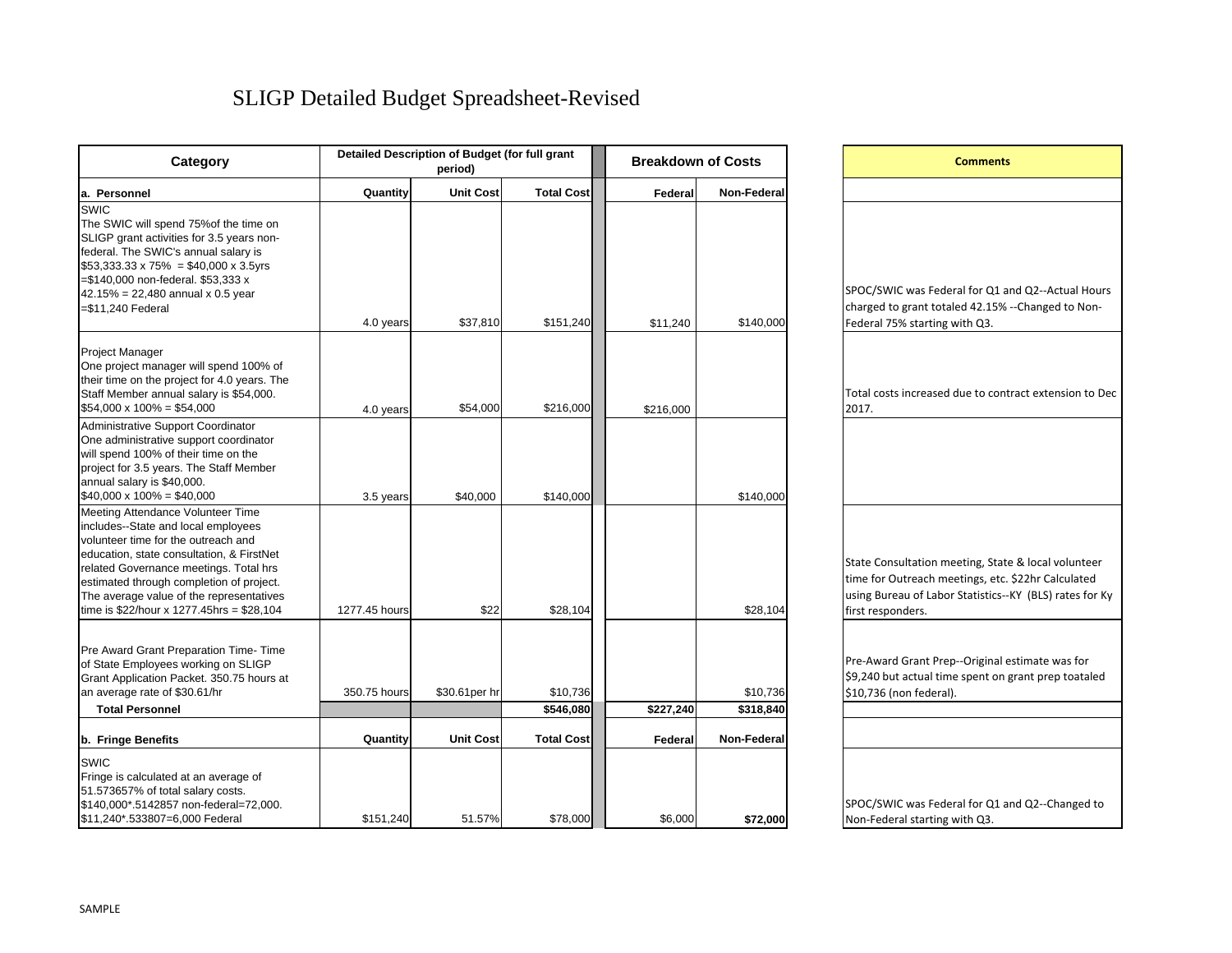# SLIGP Detailed Budget Spreadsheet-Revised

| Category | Detailed Description of Budget (for full grant period) | | | Breakdown of Costs | | Comments |
|---|---|---|---|---|---|---|
| **a. Personnel** | **Quantity** | **Unit Cost** | **Total Cost** | **Federal** | **Non-Federal** | |
| SWIC<br>The SWIC will spend 75%of the time on SLIGP grant activities for 3.5 years non-federal. The SWIC's annual salary is $53,333.33 x 75% = $40,000 x 3.5yrs =$140,000 non-federal. $53,333 x 42.15% = 22,480 annual x 0.5 year =$11,240 Federal | 4.0 years | $37,810 | $151,240 | $11,240 | $140,000 | SPOC/SWIC was Federal for Q1 and Q2--Actual Hours charged to grant totaled 42.15% --Changed to Non-Federal 75% starting with Q3. |
| Project Manager<br>One project manager will spend 100% of their time on the project for 4.0 years. The Staff Member annual salary is $54,000. $54,000 x 100% = $54,000 | 4.0 years | $54,000 | $216,000 | $216,000 | | Total costs increased due to contract extension to Dec 2017. |
| Administrative Support Coordinator<br>One administrative support coordinator will spend 100% of their time on the project for 3.5 years. The Staff Member annual salary is $40,000. $40,000 x 100% = $40,000 | 3.5 years | $40,000 | $140,000 | | $140,000 | |
| Meeting Attendance Volunteer Time includes--State and local employees volunteer time for the outreach and education, state consultation, & FirstNet related Governance meetings. Total hrs estimated through completion of project. The average value of the representatives time is $22/hour x 1277.45hrs = $28,104 | 1277.45 hours | $22 | $28,104 | | $28,104 | State Consultation meeting, State & local volunteer time for Outreach meetings, etc. $22hr Calculated using Bureau of Labor Statistics--KY (BLS) rates for Ky first responders. |
| Pre Award Grant Preparation Time- Time of State Employees working on SLIGP Grant Application Packet. 350.75 hours at an average rate of $30.61/hr | 350.75 hours | $30.61per hr | $10,736 | | $10,736 | Pre-Award Grant Prep--Original estimate was for $9,240 but actual time spent on grant prep toataled $10,736 (non federal). |
| **Total Personnel** | | | **$546,080** | **$227,240** | **$318,840** | |
| **b. Fringe Benefits** | **Quantity** | **Unit Cost** | **Total Cost** | **Federal** | **Non-Federal** | |
| SWIC<br>Fringe is calculated at an average of 51.573657% of total salary costs. $140,000*.5142857 non-federal=72,000. $11,240*.533807=6,000 Federal | $151,240 | 51.57% | $78,000 | $6,000 | **$72,000** | SPOC/SWIC was Federal for Q1 and Q2--Changed to Non-Federal starting with Q3. |

SAMPLE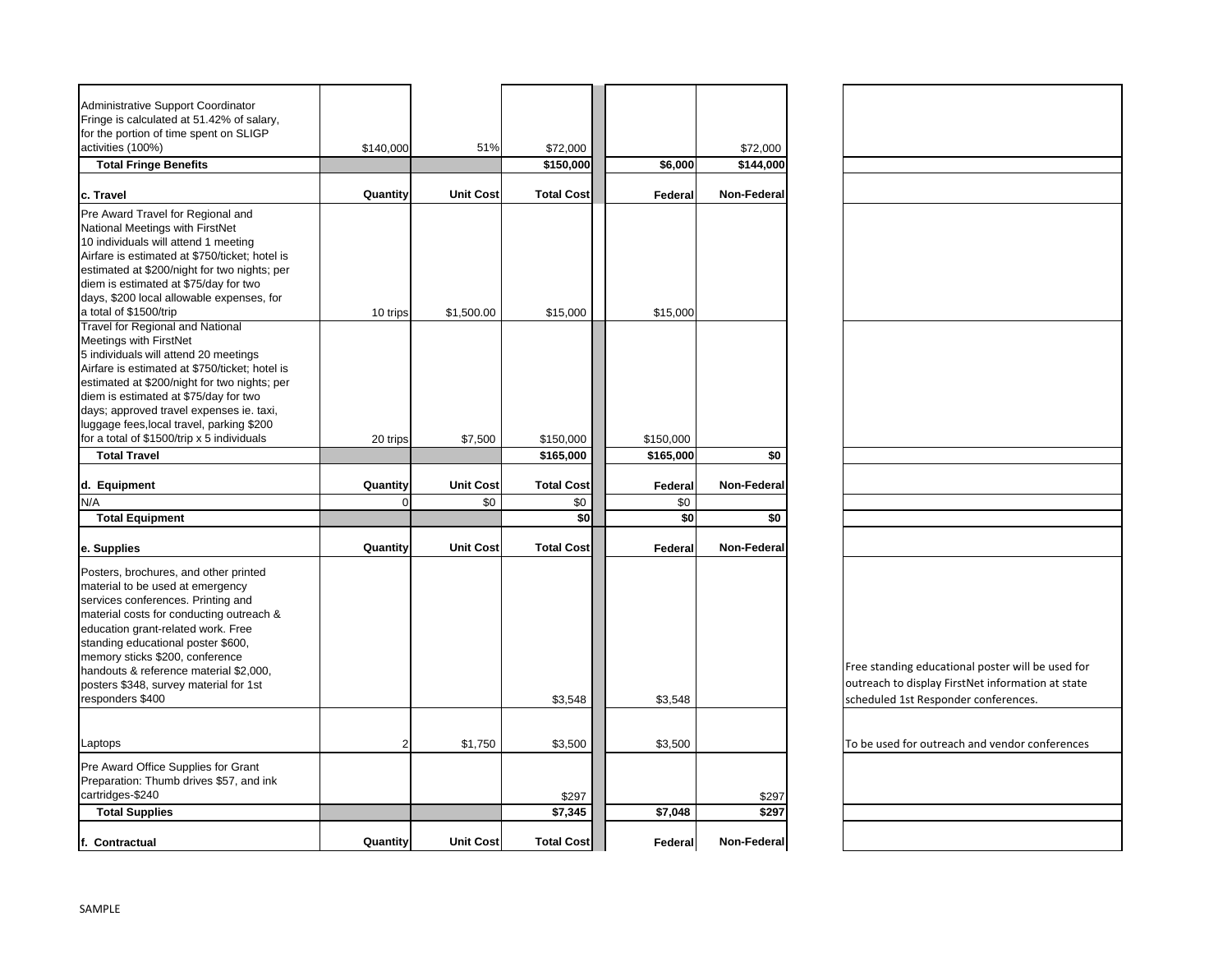| | | | | | | |
|---|---|---|---|---|---|---|
| Administrative Support Coordinator Fringe is calculated at 51.42% of salary, for the portion of time spent on SLIGP activities (100%) | $140,000 | 51% | $72,000 | | $72,000 | |
| **Total Fringe Benefits** | | | **$150,000** | **$6,000** | **$144,000** | |
| **c. Travel** | **Quantity** | **Unit Cost** | **Total Cost** | **Federal** | **Non-Federal** | |
| Pre Award Travel for Regional and National Meetings with FirstNet 10 individuals will attend 1 meeting Airfare is estimated at $750/ticket; hotel is estimated at $200/night for two nights; per diem is estimated at $75/day for two days, $200 local allowable expenses, for a total of $1500/trip | 10 trips | $1,500.00 | $15,000 | $15,000 | | |
| Travel for Regional and National Meetings with FirstNet 5 individuals will attend 20 meetings Airfare is estimated at $750/ticket; hotel is estimated at $200/night for two nights; per diem is estimated at $75/day for two days; approved travel expenses ie. taxi, luggage fees,local travel, parking $200 for a total of $1500/trip x 5 individuals | 20 trips | $7,500 | $150,000 | $150,000 | | |
| **Total Travel** | | | **$165,000** | **$165,000** | **$0** | |
| **d. Equipment** | **Quantity** | **Unit Cost** | **Total Cost** | **Federal** | **Non-Federal** | |
| N/A | 0 | $0 | $0 | $0 | | |
| **Total Equipment** | | | **$0** | **$0** | **$0** | |
| **e. Supplies** | **Quantity** | **Unit Cost** | **Total Cost** | **Federal** | **Non-Federal** | |
| Posters, brochures, and other printed material to be used at emergency services conferences. Printing and material costs for conducting outreach & education grant-related work. Free standing educational poster $600, memory sticks $200, conference handouts & reference material $2,000, posters $348, survey material for 1st responders $400 | | | $3,548 | $3,548 | | Free standing educational poster will be used for outreach to display FirstNet information at state scheduled 1st Responder conferences. |
| Laptops | 2 | $1,750 | $3,500 | $3,500 | | To be used for outreach and vendor conferences |
| Pre Award Office Supplies for Grant Preparation: Thumb drives $57, and ink cartridges-$240 | | | $297 | | $297 | |
| **Total Supplies** | | | **$7,345** | **$7,048** | **$297** | |
| **f. Contractual** | **Quantity** | **Unit Cost** | **Total Cost** | **Federal** | **Non-Federal** | |

SAMPLE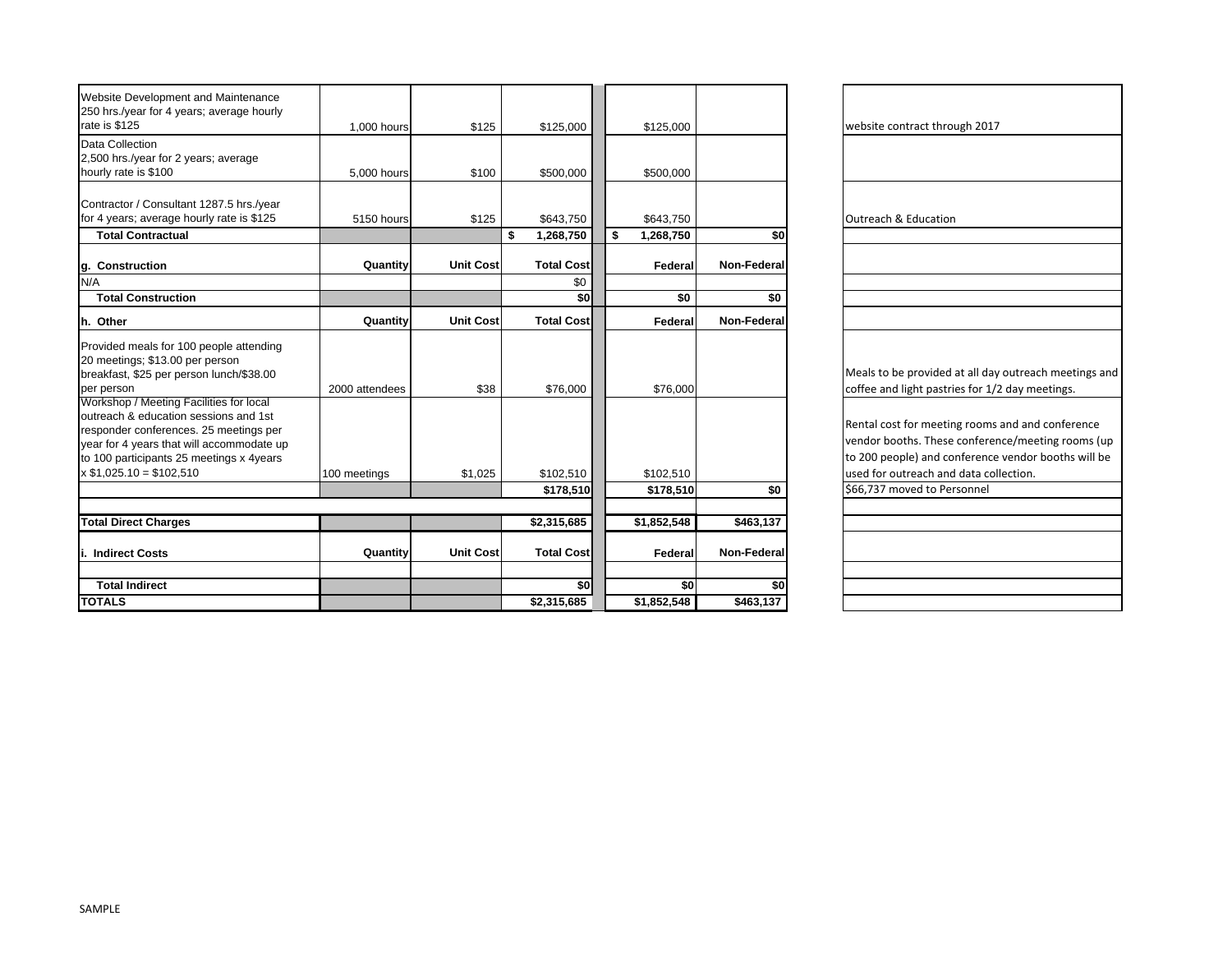| | | | | | | | |
|---|---|---|---|---|---|---|---|
| Website Development and Maintenance 250 hrs./year for 4 years; average hourly rate is $125 | 1,000 hours | $125 | $125,000 | | $125,000 | | website contract through 2017 |
| Data Collection 2,500 hrs./year for 2 years; average hourly rate is $100 | 5,000 hours | $100 | $500,000 | | $500,000 | | |
| Contractor / Consultant 1287.5 hrs./year for 4 years; average hourly rate is $125 | 5150 hours | $125 | $643,750 | | $643,750 | | Outreach & Education |
| **Total Contractual** | | | **$ 1,268,750** | | **$ 1,268,750** | **$0** | |
| **g. Construction** | **Quantity** | **Unit Cost** | **Total Cost** | | **Federal** | **Non-Federal** | |
| N/A | | | $0 | | | | |
| **Total Construction** | | | **$0** | | **$0** | **$0** | |
| **h. Other** | **Quantity** | **Unit Cost** | **Total Cost** | | **Federal** | **Non-Federal** | |
| Provided meals for 100 people attending 20 meetings; $13.00 per person breakfast, $25 per person lunch/$38.00 per person | 2000 attendees | $38 | $76,000 | | $76,000 | | Meals to be provided at all day outreach meetings and coffee and light pastries for 1/2 day meetings. |
| Workshop / Meeting Facilities for local outreach & education sessions and 1st responder conferences. 25 meetings per year for 4 years that will accommodate up to 100 participants 25 meetings x 4years x $1,025.10 = $102,510 | 100 meetings | $1,025 | $102,510 | | $102,510 | | Rental cost for meeting rooms and and conference vendor booths. These conference/meeting rooms (up to 200 people) and conference vendor booths will be used for outreach and data collection. |
| | | | **$178,510** | | **$178,510** | **$0** | $66,737 moved to Personnel |
| | | | | | | | |
| **Total Direct Charges** | | | **$2,315,685** | | **$1,852,548** | **$463,137** | |
| **i. Indirect Costs** | **Quantity** | **Unit Cost** | **Total Cost** | | **Federal** | **Non-Federal** | |
| | | | | | | | |
| **Total Indirect** | | | **$0** | | **$0** | **$0** | |
| **TOTALS** | | | **$2,315,685** | | **$1,852,548** | **$463,137** | |

SAMPLE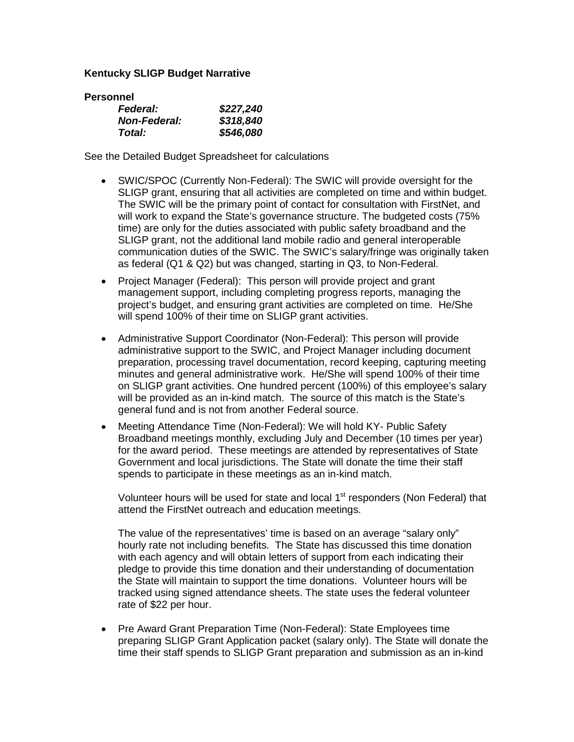**Kentucky SLIGP Budget Narrative**

**Personnel**

| | |
|---|---|
| ***Federal:*** | ***$227,240*** |
| ***Non-Federal:*** | ***$318,840*** |
| ***Total:*** | ***$546,080*** |

See the Detailed Budget Spreadsheet for calculations

- SWIC/SPOC (Currently Non-Federal): The SWIC will provide oversight for the SLIGP grant, ensuring that all activities are completed on time and within budget. The SWIC will be the primary point of contact for consultation with FirstNet, and will work to expand the State's governance structure. The budgeted costs (75% time) are only for the duties associated with public safety broadband and the SLIGP grant, not the additional land mobile radio and general interoperable communication duties of the SWIC. The SWIC's salary/fringe was originally taken as federal (Q1 & Q2) but was changed, starting in Q3, to Non-Federal.
- Project Manager (Federal): This person will provide project and grant management support, including completing progress reports, managing the project's budget, and ensuring grant activities are completed on time. He/She will spend 100% of their time on SLIGP grant activities.
- Administrative Support Coordinator (Non-Federal): This person will provide administrative support to the SWIC, and Project Manager including document preparation, processing travel documentation, record keeping, capturing meeting minutes and general administrative work. He/She will spend 100% of their time on SLIGP grant activities. One hundred percent (100%) of this employee's salary will be provided as an in-kind match. The source of this match is the State's general fund and is not from another Federal source.
- Meeting Attendance Time (Non-Federal): We will hold KY- Public Safety Broadband meetings monthly, excluding July and December (10 times per year) for the award period. These meetings are attended by representatives of State Government and local jurisdictions. The State will donate the time their staff spends to participate in these meetings as an in-kind match.

  Volunteer hours will be used for state and local 1st responders (Non Federal) that attend the FirstNet outreach and education meetings.

  The value of the representatives' time is based on an average "salary only" hourly rate not including benefits. The State has discussed this time donation with each agency and will obtain letters of support from each indicating their pledge to provide this time donation and their understanding of documentation the State will maintain to support the time donations. Volunteer hours will be tracked using signed attendance sheets. The state uses the federal volunteer rate of $22 per hour.

- Pre Award Grant Preparation Time (Non-Federal): State Employees time preparing SLIGP Grant Application packet (salary only). The State will donate the time their staff spends to SLIGP Grant preparation and submission as an in-kind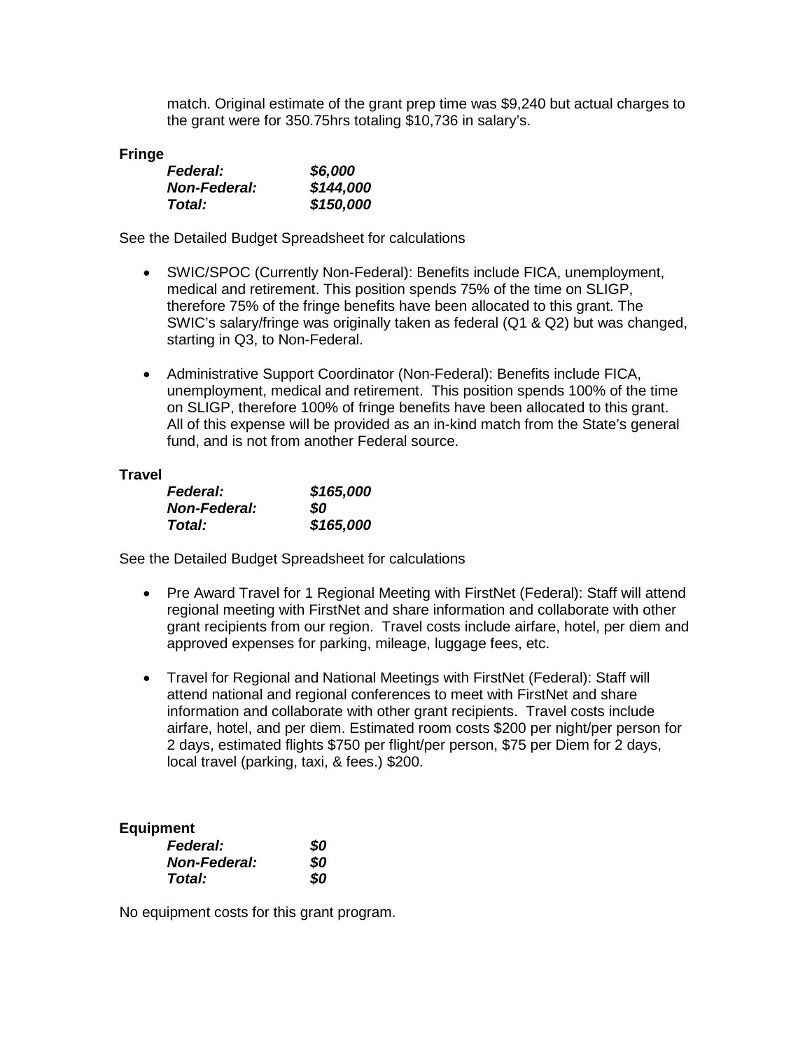match. Original estimate of the grant prep time was $9,240 but actual charges to the grant were for 350.75hrs totaling $10,736 in salary's.

**Fringe**

| | |
|---|---|
| ***Federal:*** | ***$6,000*** |
| ***Non-Federal:*** | ***$144,000*** |
| ***Total:*** | ***$150,000*** |

See the Detailed Budget Spreadsheet for calculations

- SWIC/SPOC (Currently Non-Federal): Benefits include FICA, unemployment, medical and retirement. This position spends 75% of the time on SLIGP, therefore 75% of the fringe benefits have been allocated to this grant. The SWIC's salary/fringe was originally taken as federal (Q1 & Q2) but was changed, starting in Q3, to Non-Federal.

- Administrative Support Coordinator (Non-Federal): Benefits include FICA, unemployment, medical and retirement. This position spends 100% of the time on SLIGP, therefore 100% of fringe benefits have been allocated to this grant. All of this expense will be provided as an in-kind match from the State's general fund, and is not from another Federal source.

**Travel**

| | |
|---|---|
| ***Federal:*** | ***$165,000*** |
| ***Non-Federal:*** | ***$0*** |
| ***Total:*** | ***$165,000*** |

See the Detailed Budget Spreadsheet for calculations

- Pre Award Travel for 1 Regional Meeting with FirstNet (Federal): Staff will attend regional meeting with FirstNet and share information and collaborate with other grant recipients from our region. Travel costs include airfare, hotel, per diem and approved expenses for parking, mileage, luggage fees, etc.

- Travel for Regional and National Meetings with FirstNet (Federal): Staff will attend national and regional conferences to meet with FirstNet and share information and collaborate with other grant recipients. Travel costs include airfare, hotel, and per diem. Estimated room costs $200 per night/per person for 2 days, estimated flights $750 per flight/per person, $75 per Diem for 2 days, local travel (parking, taxi, & fees.) $200.

**Equipment**

| | |
|---|---|
| ***Federal:*** | ***$0*** |
| ***Non-Federal:*** | ***$0*** |
| ***Total:*** | ***$0*** |

No equipment costs for this grant program.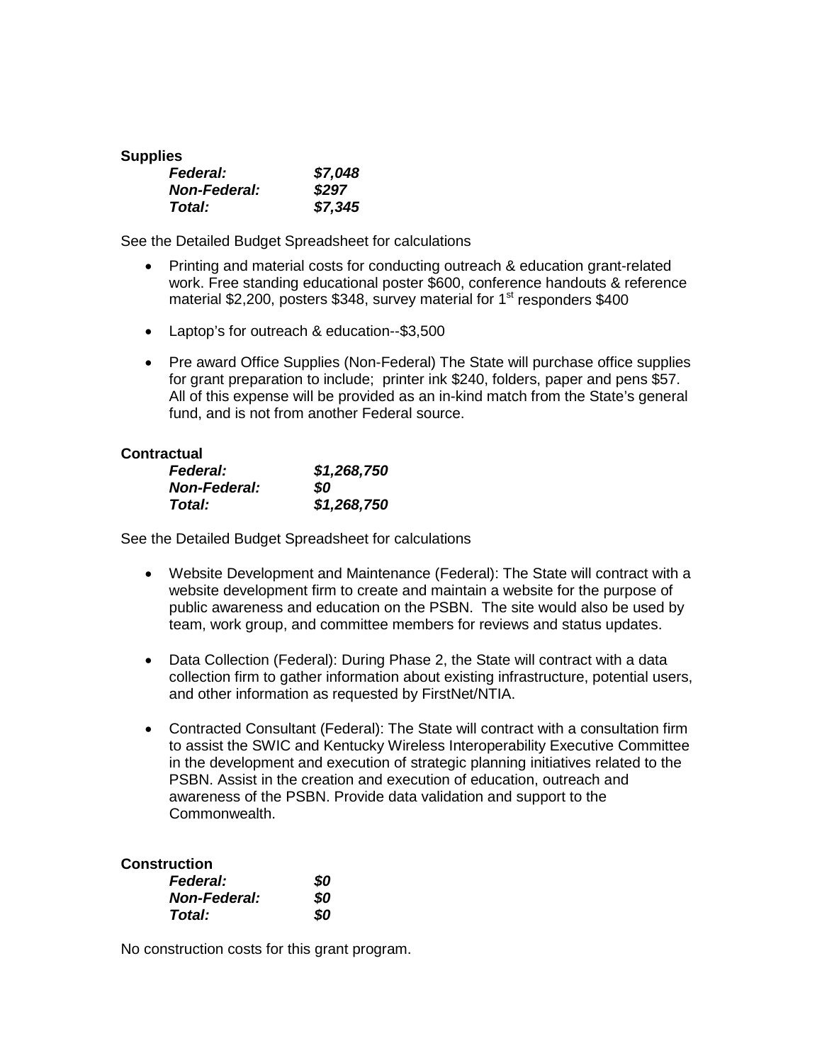**Supplies**

| | |
|---|---|
| ***Federal:*** | ***$7,048*** |
| ***Non-Federal:*** | ***$297*** |
| ***Total:*** | ***$7,345*** |

See the Detailed Budget Spreadsheet for calculations

- Printing and material costs for conducting outreach & education grant-related work. Free standing educational poster $600, conference handouts & reference material $2,200, posters $348, survey material for 1st responders $400
- Laptop's for outreach & education--$3,500
- Pre award Office Supplies (Non-Federal) The State will purchase office supplies for grant preparation to include; printer ink $240, folders, paper and pens $57. All of this expense will be provided as an in-kind match from the State's general fund, and is not from another Federal source.

**Contractual**

| | |
|---|---|
| ***Federal:*** | ***$1,268,750*** |
| ***Non-Federal:*** | ***$0*** |
| ***Total:*** | ***$1,268,750*** |

See the Detailed Budget Spreadsheet for calculations

- Website Development and Maintenance (Federal): The State will contract with a website development firm to create and maintain a website for the purpose of public awareness and education on the PSBN. The site would also be used by team, work group, and committee members for reviews and status updates.
- Data Collection (Federal): During Phase 2, the State will contract with a data collection firm to gather information about existing infrastructure, potential users, and other information as requested by FirstNet/NTIA.
- Contracted Consultant (Federal): The State will contract with a consultation firm to assist the SWIC and Kentucky Wireless Interoperability Executive Committee in the development and execution of strategic planning initiatives related to the PSBN. Assist in the creation and execution of education, outreach and awareness of the PSBN. Provide data validation and support to the Commonwealth.

**Construction**

| | |
|---|---|
| ***Federal:*** | ***$0*** |
| ***Non-Federal:*** | ***$0*** |
| ***Total:*** | ***$0*** |

No construction costs for this grant program.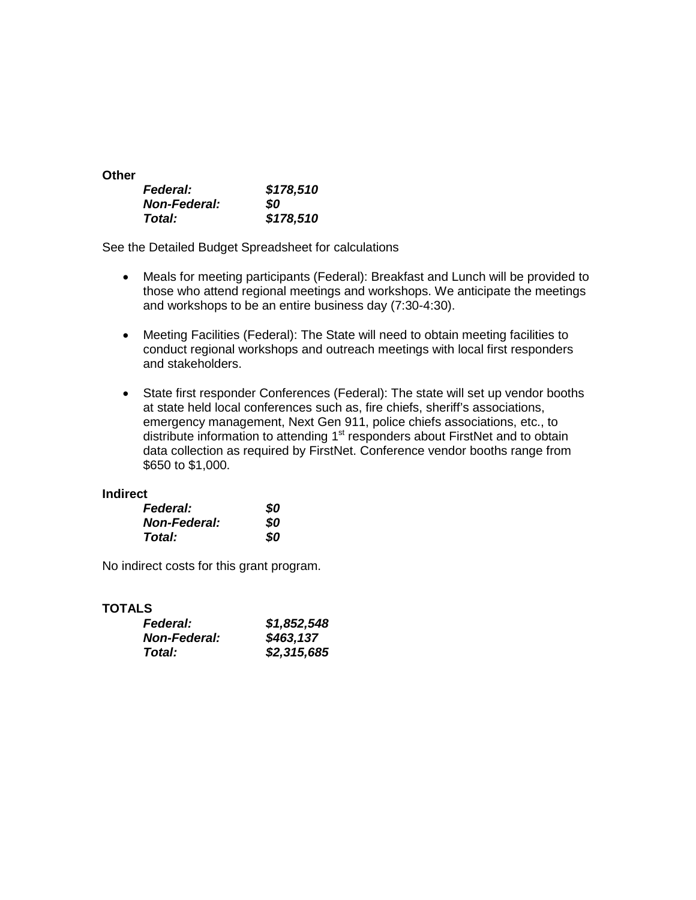**Other**

| | |
|---|---|
| ***Federal:*** | ***$178,510*** |
| ***Non-Federal:*** | ***$0*** |
| ***Total:*** | ***$178,510*** |

See the Detailed Budget Spreadsheet for calculations

- Meals for meeting participants (Federal): Breakfast and Lunch will be provided to those who attend regional meetings and workshops. We anticipate the meetings and workshops to be an entire business day (7:30-4:30).

- Meeting Facilities (Federal): The State will need to obtain meeting facilities to conduct regional workshops and outreach meetings with local first responders and stakeholders.

- State first responder Conferences (Federal): The state will set up vendor booths at state held local conferences such as, fire chiefs, sheriff's associations, emergency management, Next Gen 911, police chiefs associations, etc., to distribute information to attending 1st responders about FirstNet and to obtain data collection as required by FirstNet. Conference vendor booths range from $650 to $1,000.

**Indirect**

| | |
|---|---|
| ***Federal:*** | ***$0*** |
| ***Non-Federal:*** | ***$0*** |
| ***Total:*** | ***$0*** |

No indirect costs for this grant program.

**TOTALS**

| | |
|---|---|
| ***Federal:*** | ***$1,852,548*** |
| ***Non-Federal:*** | ***$463,137*** |
| ***Total:*** | ***$2,315,685*** |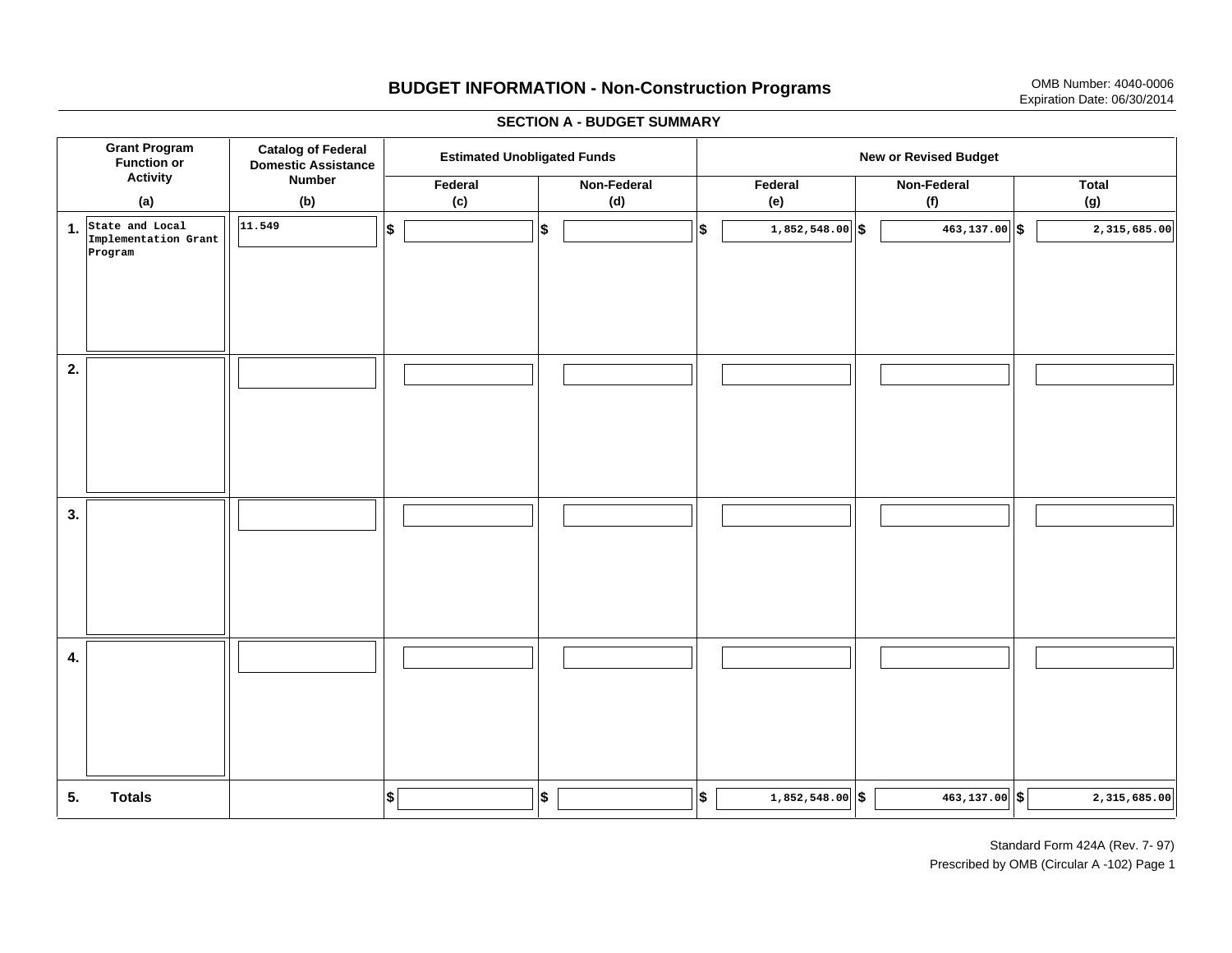# BUDGET INFORMATION - Non-Construction Programs

OMB Number: 4040-0006
Expiration Date: 06/30/2014

## SECTION A - BUDGET SUMMARY

| | Grant Program Function or Activity (a) | Catalog of Federal Domestic Assistance Number (b) | Estimated Unobligated Funds | | New or Revised Budget | | |
|---|---|---|---|---|---|---|---|
| | | | Federal (c) | Non-Federal (d) | Federal (e) | Non-Federal (f) | Total (g) |
| 1. | State and Local Implementation Grant Program | 11.549 | $ | $ | $ 1,852,548.00 | $ 463,137.00 | $ 2,315,685.00 |
| 2. | | | | | | | |
| 3. | | | | | | | |
| 4. | | | | | | | |
| 5. | **Totals** | | $ | $ | $ 1,852,548.00 | $ 463,137.00 | $ 2,315,685.00 |

Standard Form 424A (Rev. 7- 97)
Prescribed by OMB (Circular A -102) Page 1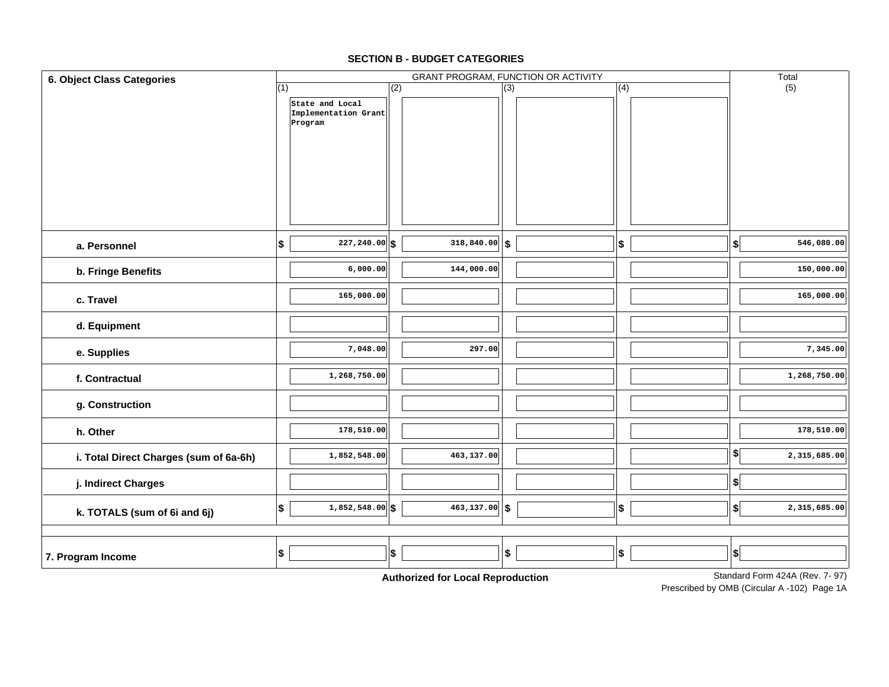## SECTION B - BUDGET CATEGORIES

| 6. Object Class Categories | GRANT PROGRAM, FUNCTION OR ACTIVITY | | | | Total |
|---|---|---|---|---|---|
| | (1) State and Local Implementation Grant Program | (2) | (3) | (4) | (5) |
| a. Personnel | $ 227,240.00 | $ 318,840.00 | $ | $ | $ 546,080.00 |
| b. Fringe Benefits | 6,000.00 | 144,000.00 | | | 150,000.00 |
| c. Travel | 165,000.00 | | | | 165,000.00 |
| d. Equipment | | | | | |
| e. Supplies | 7,048.00 | 297.00 | | | 7,345.00 |
| f. Contractual | 1,268,750.00 | | | | 1,268,750.00 |
| g. Construction | | | | | |
| h. Other | 178,510.00 | | | | 178,510.00 |
| i. Total Direct Charges (sum of 6a-6h) | 1,852,548.00 | 463,137.00 | | | $ 2,315,685.00 |
| j. Indirect Charges | | | | | $ |
| k. TOTALS (sum of 6i and 6j) | $ 1,852,548.00 | $ 463,137.00 | $ | $ | $ 2,315,685.00 |
| 7. Program Income | $ | $ | $ | $ | $ |

**Authorized for Local Reproduction**

Standard Form 424A (Rev. 7- 97)
Prescribed by OMB (Circular A -102) Page 1A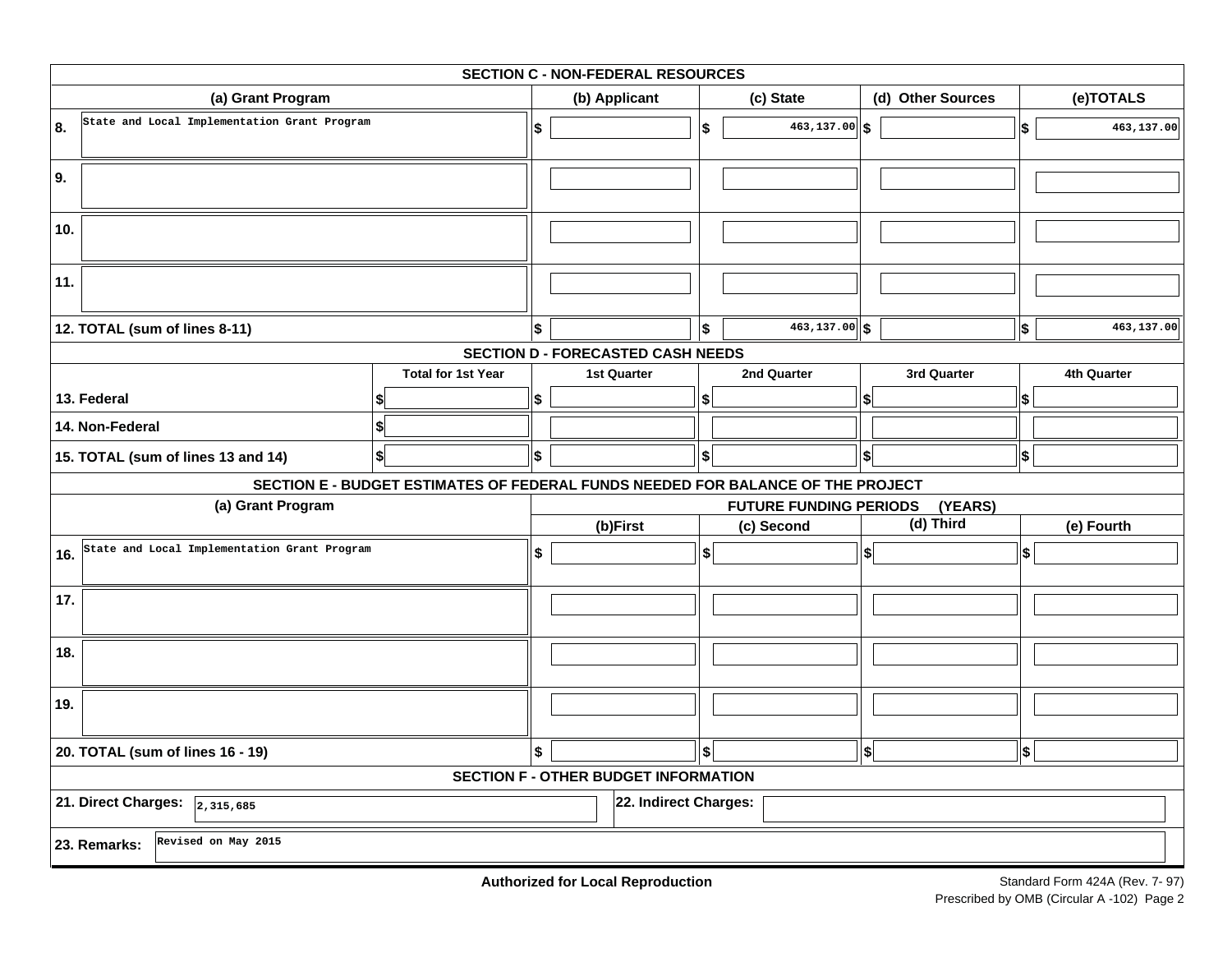| SECTION C - NON-FEDERAL RESOURCES | | | | |
|---|---|---|---|---|
| (a) Grant Program | (b) Applicant | (c) State | (d) Other Sources | (e)TOTALS |
| 8. State and Local Implementation Grant Program | $ | $ 463,137.00 | $ | $ 463,137.00 |
| 9. | | | | |
| 10. | | | | |
| 11. | | | | |
| 12. TOTAL (sum of lines 8-11) | $ | $ 463,137.00 | $ | $ 463,137.00 |

| SECTION D - FORECASTED CASH NEEDS | | | | | |
|---|---|---|---|---|---|
| | Total for 1st Year | 1st Quarter | 2nd Quarter | 3rd Quarter | 4th Quarter |
| 13. Federal | $ | $ | $ | $ | $ |
| 14. Non-Federal | $ | | | | |
| 15. TOTAL (sum of lines 13 and 14) | $ | $ | $ | $ | $ |

| SECTION E - BUDGET ESTIMATES OF FEDERAL FUNDS NEEDED FOR BALANCE OF THE PROJECT | | | | |
|---|---|---|---|---|
| (a) Grant Program | FUTURE FUNDING PERIODS (YEARS) | | | |
| | (b)First | (c) Second | (d) Third | (e) Fourth |
| 16. State and Local Implementation Grant Program | $ | $ | $ | $ |
| 17. | | | | |
| 18. | | | | |
| 19. | | | | |
| 20. TOTAL (sum of lines 16 - 19) | $ | $ | $ | $ |

## SECTION F - OTHER BUDGET INFORMATION

**21. Direct Charges:** 2,315,685

**22. Indirect Charges:**

**23. Remarks:** Revised on May 2015

**Authorized for Local Reproduction**

Standard Form 424A (Rev. 7- 97)
Prescribed by OMB (Circular A -102) Page 2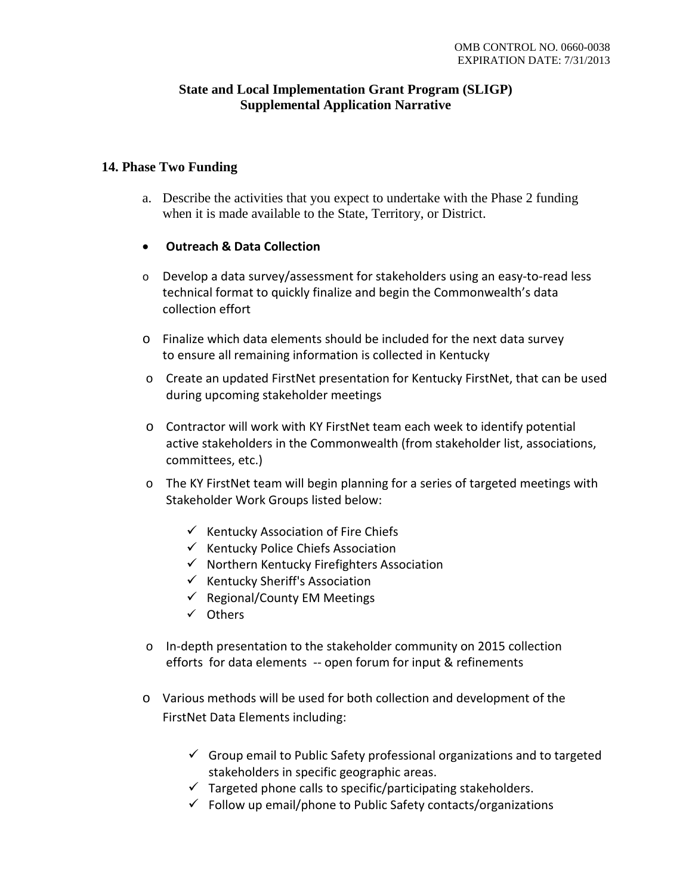OMB CONTROL NO. 0660-0038
EXPIRATION DATE: 7/31/2013

**State and Local Implementation Grant Program (SLIGP)**
**Supplemental Application Narrative**

### 14. Phase Two Funding

a. Describe the activities that you expect to undertake with the Phase 2 funding when it is made available to the State, Territory, or District.

- **Outreach & Data Collection**

  - Develop a data survey/assessment for stakeholders using an easy-to-read less technical format to quickly finalize and begin the Commonwealth's data collection effort
  - Finalize which data elements should be included for the next data survey to ensure all remaining information is collected in Kentucky
  - Create an updated FirstNet presentation for Kentucky FirstNet, that can be used during upcoming stakeholder meetings
  - Contractor will work with KY FirstNet team each week to identify potential active stakeholders in the Commonwealth (from stakeholder list, associations, committees, etc.)
  - The KY FirstNet team will begin planning for a series of targeted meetings with Stakeholder Work Groups listed below:
    - ✓ Kentucky Association of Fire Chiefs
    - ✓ Kentucky Police Chiefs Association
    - ✓ Northern Kentucky Firefighters Association
    - ✓ Kentucky Sheriff's Association
    - ✓ Regional/County EM Meetings
    - ✓ Others
  - In-depth presentation to the stakeholder community on 2015 collection efforts for data elements -- open forum for input & refinements
  - Various methods will be used for both collection and development of the FirstNet Data Elements including:
    - ✓ Group email to Public Safety professional organizations and to targeted stakeholders in specific geographic areas.
    - ✓ Targeted phone calls to specific/participating stakeholders.
    - ✓ Follow up email/phone to Public Safety contacts/organizations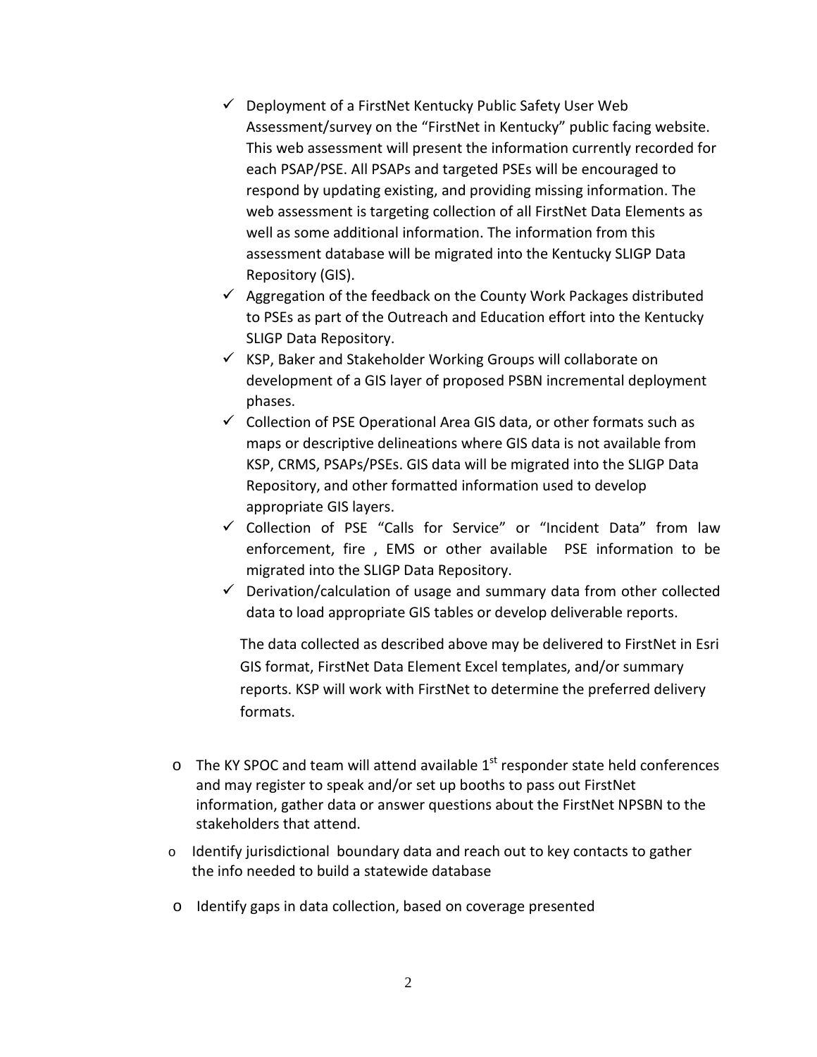- ✓ Deployment of a FirstNet Kentucky Public Safety User Web Assessment/survey on the "FirstNet in Kentucky" public facing website. This web assessment will present the information currently recorded for each PSAP/PSE. All PSAPs and targeted PSEs will be encouraged to respond by updating existing, and providing missing information. The web assessment is targeting collection of all FirstNet Data Elements as well as some additional information. The information from this assessment database will be migrated into the Kentucky SLIGP Data Repository (GIS).
- ✓ Aggregation of the feedback on the County Work Packages distributed to PSEs as part of the Outreach and Education effort into the Kentucky SLIGP Data Repository.
- ✓ KSP, Baker and Stakeholder Working Groups will collaborate on development of a GIS layer of proposed PSBN incremental deployment phases.
- ✓ Collection of PSE Operational Area GIS data, or other formats such as maps or descriptive delineations where GIS data is not available from KSP, CRMS, PSAPs/PSEs. GIS data will be migrated into the SLIGP Data Repository, and other formatted information used to develop appropriate GIS layers.
- ✓ Collection of PSE "Calls for Service" or "Incident Data" from law enforcement, fire , EMS or other available PSE information to be migrated into the SLIGP Data Repository.
- ✓ Derivation/calculation of usage and summary data from other collected data to load appropriate GIS tables or develop deliverable reports.

  The data collected as described above may be delivered to FirstNet in Esri GIS format, FirstNet Data Element Excel templates, and/or summary reports. KSP will work with FirstNet to determine the preferred delivery formats.

- o The KY SPOC and team will attend available 1st responder state held conferences and may register to speak and/or set up booths to pass out FirstNet information, gather data or answer questions about the FirstNet NPSBN to the stakeholders that attend.
- o Identify jurisdictional boundary data and reach out to key contacts to gather the info needed to build a statewide database
- o Identify gaps in data collection, based on coverage presented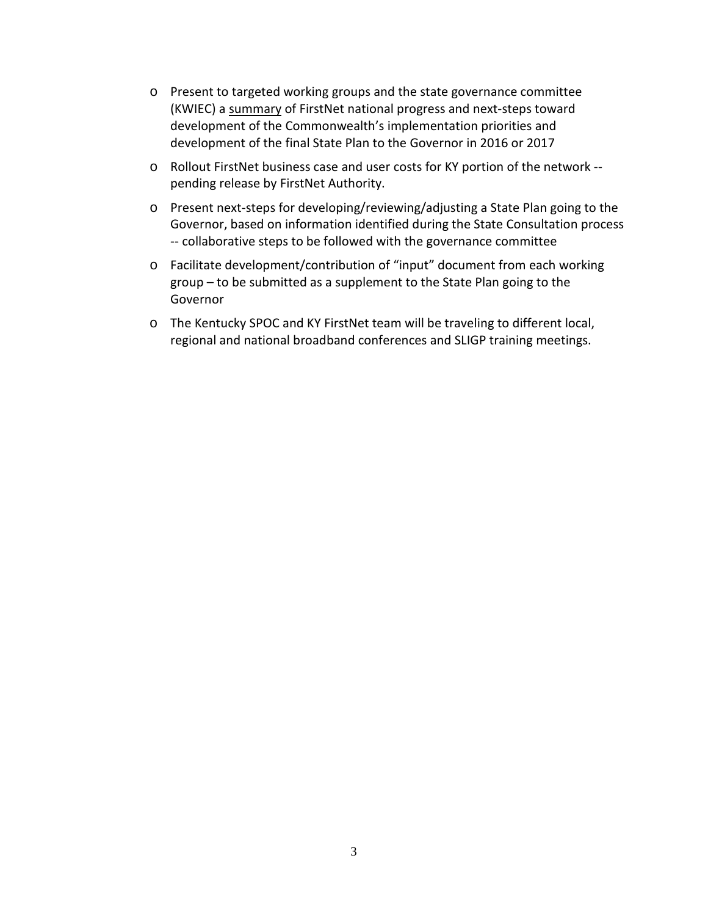- Present to targeted working groups and the state governance committee (KWIEC) a summary of FirstNet national progress and next-steps toward development of the Commonwealth's implementation priorities and development of the final State Plan to the Governor in 2016 or 2017
- Rollout FirstNet business case and user costs for KY portion of the network -- pending release by FirstNet Authority.
- Present next-steps for developing/reviewing/adjusting a State Plan going to the Governor, based on information identified during the State Consultation process -- collaborative steps to be followed with the governance committee
- Facilitate development/contribution of "input" document from each working group – to be submitted as a supplement to the State Plan going to the Governor
- The Kentucky SPOC and KY FirstNet team will be traveling to different local, regional and national broadband conferences and SLIGP training meetings.